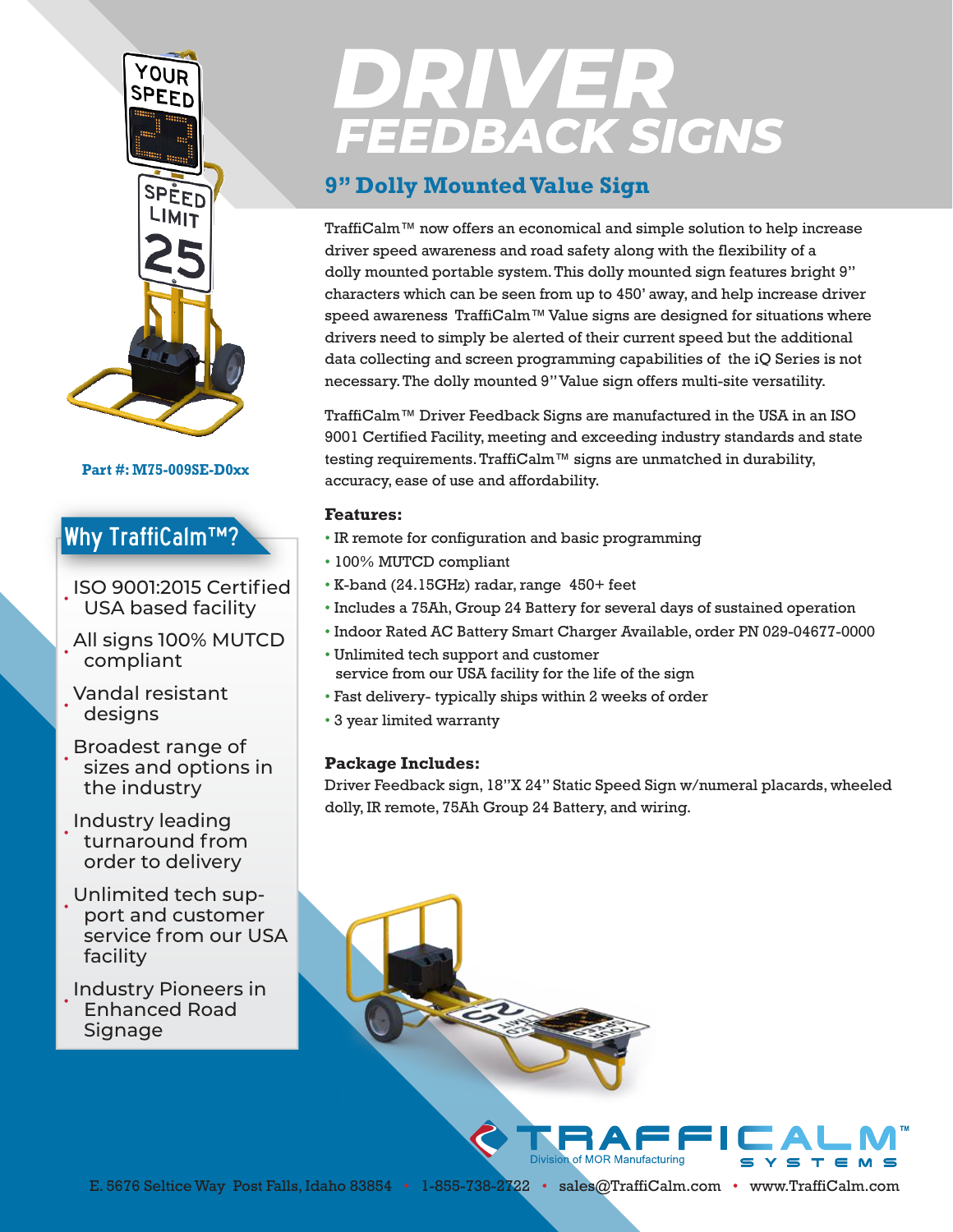# DRIVER FEEDBACK SIGNS

## 9" Dolly Mounted Value Sign

Part #: M75-009SE-D0xx

TraffiCalm™ now offers an economical and simple solution to help increase driver speed awareness and road safety along with the flexibility of a dolly mounted portable system. This dolly mounted sign features bright 9" characters which can be seen from up to 450' away, and help increase driver speed awareness TraffiCalm™ Value signs are designed for situations where drivers need to simply be alerted of their current speed but the additional data collecting and screen programming capabilities of the iQ Series is not necessary. The dolly mounted 9" Value sign offers multi-site versatility.

TraffiCalm™ Driver Feedback Signs are manufactured in the USA in an ISO 9001 Certified Facility, meeting and exceeding industry standards and state testing requirements. TraffiCalm™ signs are unmatched in durability, accuracy, ease of use and affordability.

**Features:**

- IR remote for configuration and basic programming
- 100% MUTCD compliant
- K-band (24.15GHz) radar, range 450+ feet
- Includes a 75Ah, Group 24 Battery for several days of sustained operation
- Indoor Rated AC Battery Smart Charger Available, order PN 029-04677-0000
- Unlimited tech support and customer service from our USA facility for the life of the sign
- Fast delivery- typically ships within 2 weeks of order
- 3 year limited warranty

**Package Includes:**

Driver Feedback sign, 18"X 24" Static Speed Sign w/numeral placards, wheeled dolly, IR remote, 75Ah Group 24 Battery, and wiring.

### Why TraffiCalm™?

- ISO 9001:2015 Certified USA based facility
- All signs 100% MUTCD compliant
- Vandal resistant designs
- Broadest range of sizes and options in the industry
- Industry leading turnaround from order to delivery
- Unlimited tech support and customer service from our USA facility
- Industry Pioneers in Enhanced Road Signage

TRAFFICALM™ SYSTEMS
Division of MOR Manufacturing

E. 5676 Seltice Way Post Falls, Idaho 83854 • 1-855-738-2722 • sales@TraffiCalm.com • www.TraffiCalm.com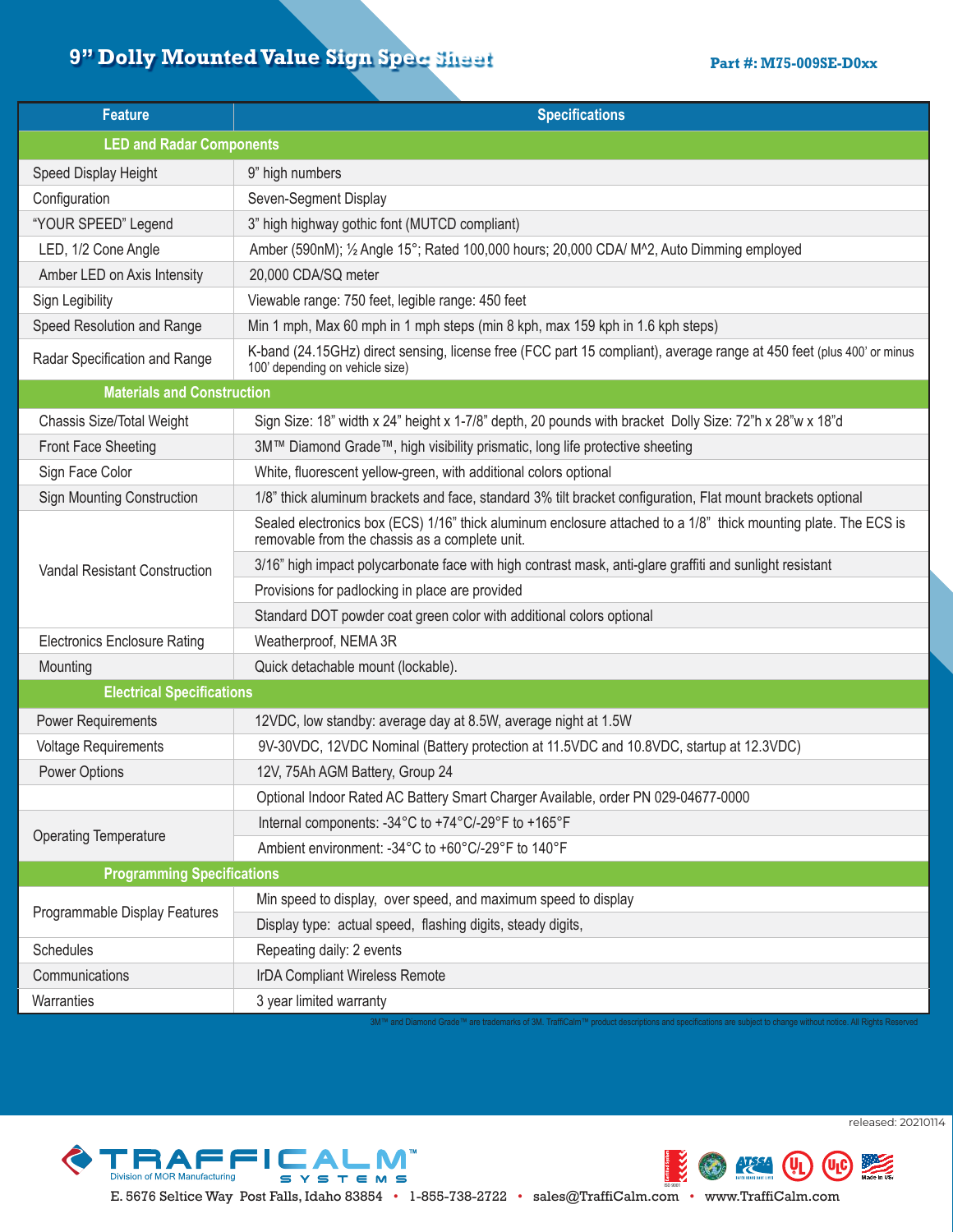# 9" Dolly Mounted Value Sign Spec Sheet

**Part #: M75-009SE-D0xx**

| Feature | Specifications |
|---|---|
| **LED and Radar Components** | |
| Speed Display Height | 9" high numbers |
| Configuration | Seven-Segment Display |
| "YOUR SPEED" Legend | 3" high highway gothic font (MUTCD compliant) |
| LED, 1/2 Cone Angle | Amber (590nM); ½ Angle 15°; Rated 100,000 hours; 20,000 CDA/ M^2, Auto Dimming employed |
| Amber LED on Axis Intensity | 20,000 CDA/SQ meter |
| Sign Legibility | Viewable range: 750 feet, legible range: 450 feet |
| Speed Resolution and Range | Min 1 mph, Max 60 mph in 1 mph steps (min 8 kph, max 159 kph in 1.6 kph steps) |
| Radar Specification and Range | K-band (24.15GHz) direct sensing, license free (FCC part 15 compliant), average range at 450 feet (plus 400' or minus 100' depending on vehicle size) |
| **Materials and Construction** | |
| Chassis Size/Total Weight | Sign Size: 18" width x 24" height x 1-7/8" depth, 20 pounds with bracket Dolly Size: 72"h x 28"w x 18"d |
| Front Face Sheeting | 3M™ Diamond Grade™, high visibility prismatic, long life protective sheeting |
| Sign Face Color | White, fluorescent yellow-green, with additional colors optional |
| Sign Mounting Construction | 1/8" thick aluminum brackets and face, standard 3% tilt bracket configuration, Flat mount brackets optional |
| Vandal Resistant Construction | Sealed electronics box (ECS) 1/16" thick aluminum enclosure attached to a 1/8" thick mounting plate. The ECS is removable from the chassis as a complete unit. |
| | 3/16" high impact polycarbonate face with high contrast mask, anti-glare graffiti and sunlight resistant |
| | Provisions for padlocking in place are provided |
| | Standard DOT powder coat green color with additional colors optional |
| Electronics Enclosure Rating | Weatherproof, NEMA 3R |
| Mounting | Quick detachable mount (lockable). |
| **Electrical Specifications** | |
| Power Requirements | 12VDC, low standby: average day at 8.5W, average night at 1.5W |
| Voltage Requirements | 9V-30VDC, 12VDC Nominal (Battery protection at 11.5VDC and 10.8VDC, startup at 12.3VDC) |
| Power Options | 12V, 75Ah AGM Battery, Group 24 |
| | Optional Indoor Rated AC Battery Smart Charger Available, order PN 029-04677-0000 |
| Operating Temperature | Internal components: -34°C to +74°C/-29°F to +165°F |
| | Ambient environment: -34°C to +60°C/-29°F to 140°F |
| **Programming Specifications** | |
| Programmable Display Features | Min speed to display, over speed, and maximum speed to display |
| | Display type: actual speed, flashing digits, steady digits, |
| Schedules | Repeating daily: 2 events |
| Communications | IrDA Compliant Wireless Remote |
| Warranties | 3 year limited warranty |

3M™ and Diamond Grade™ are trademarks of 3M. TraffiCalm™ product descriptions and specifications are subject to change without notice. All Rights Reserved

released: 20210114

TRAFFICALM™ SYSTEMS — Division of MOR Manufacturing

E. 5676 Seltice Way Post Falls, Idaho 83854 • 1-855-738-2722 • sales@TraffiCalm.com • www.TraffiCalm.com